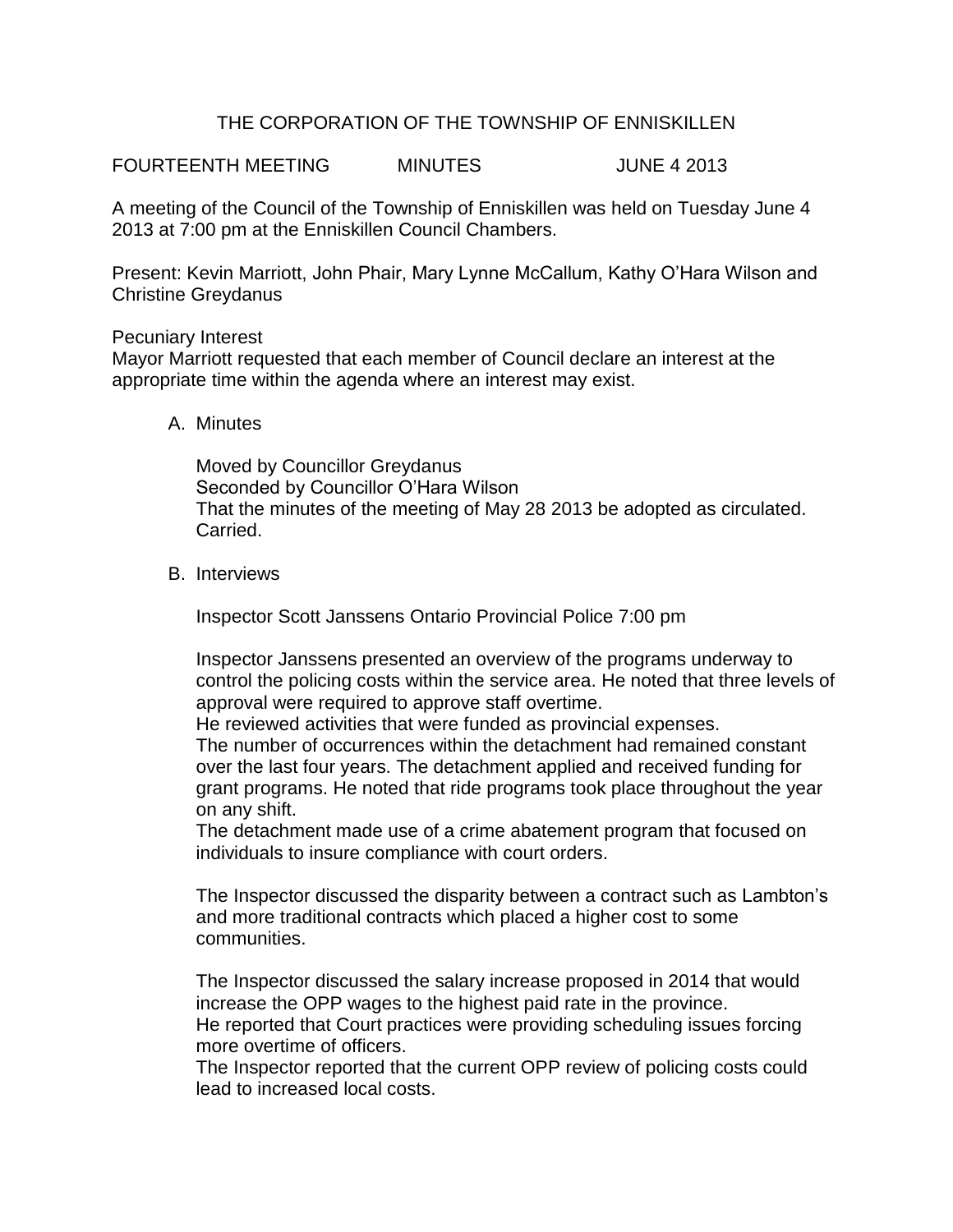# THE CORPORATION OF THE TOWNSHIP OF ENNISKILLEN

FOURTEENTH MEETING MINUTES JUNE 4 2013

A meeting of the Council of the Township of Enniskillen was held on Tuesday June 4 2013 at 7:00 pm at the Enniskillen Council Chambers.

Present: Kevin Marriott, John Phair, Mary Lynne McCallum, Kathy O'Hara Wilson and Christine Greydanus

Pecuniary Interest
Mayor Marriott requested that each member of Council declare an interest at the appropriate time within the agenda where an interest may exist.

A. Minutes

Moved by Councillor Greydanus
Seconded by Councillor O'Hara Wilson
That the minutes of the meeting of May 28 2013 be adopted as circulated.
Carried.

B. Interviews

Inspector Scott Janssens Ontario Provincial Police 7:00 pm

Inspector Janssens presented an overview of the programs underway to control the policing costs within the service area. He noted that three levels of approval were required to approve staff overtime.
He reviewed activities that were funded as provincial expenses.
The number of occurrences within the detachment had remained constant over the last four years. The detachment applied and received funding for grant programs. He noted that ride programs took place throughout the year on any shift.
The detachment made use of a crime abatement program that focused on individuals to insure compliance with court orders.

The Inspector discussed the disparity between a contract such as Lambton's and more traditional contracts which placed a higher cost to some communities.

The Inspector discussed the salary increase proposed in 2014 that would increase the OPP wages to the highest paid rate in the province.
He reported that Court practices were providing scheduling issues forcing more overtime of officers.
The Inspector reported that the current OPP review of policing costs could lead to increased local costs.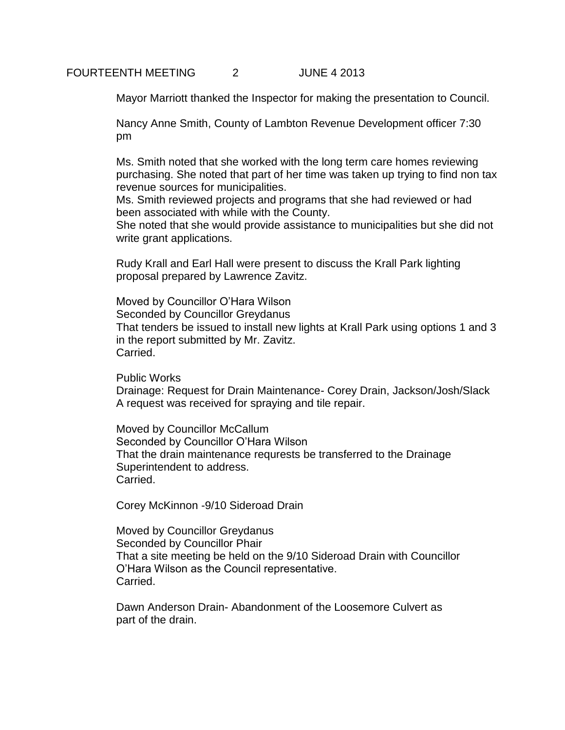Mayor Marriott thanked the Inspector for making the presentation to Council.

Nancy Anne Smith, County of Lambton Revenue Development officer 7:30 pm

Ms. Smith noted that she worked with the long term care homes reviewing purchasing. She noted that part of her time was taken up trying to find non tax revenue sources for municipalities.
Ms. Smith reviewed projects and programs that she had reviewed or had been associated with while with the County.
She noted that she would provide assistance to municipalities but she did not write grant applications.

Rudy Krall and Earl Hall were present to discuss the Krall Park lighting proposal prepared by Lawrence Zavitz.

Moved by Councillor O'Hara Wilson
Seconded by Councillor Greydanus
That tenders be issued to install new lights at Krall Park using options 1 and 3 in the report submitted by Mr. Zavitz.
Carried.

Public Works
Drainage: Request for Drain Maintenance- Corey Drain, Jackson/Josh/Slack
A request was received for spraying and tile repair.

Moved by Councillor McCallum
Seconded by Councillor O'Hara Wilson
That the drain maintenance requrests be transferred to the Drainage Superintendent to address.
Carried.

Corey McKinnon -9/10 Sideroad Drain

Moved by Councillor Greydanus
Seconded by Councillor Phair
That a site meeting be held on the 9/10 Sideroad Drain with Councillor O'Hara Wilson as the Council representative.
Carried.

Dawn Anderson Drain- Abandonment of the Loosemore Culvert as part of the drain.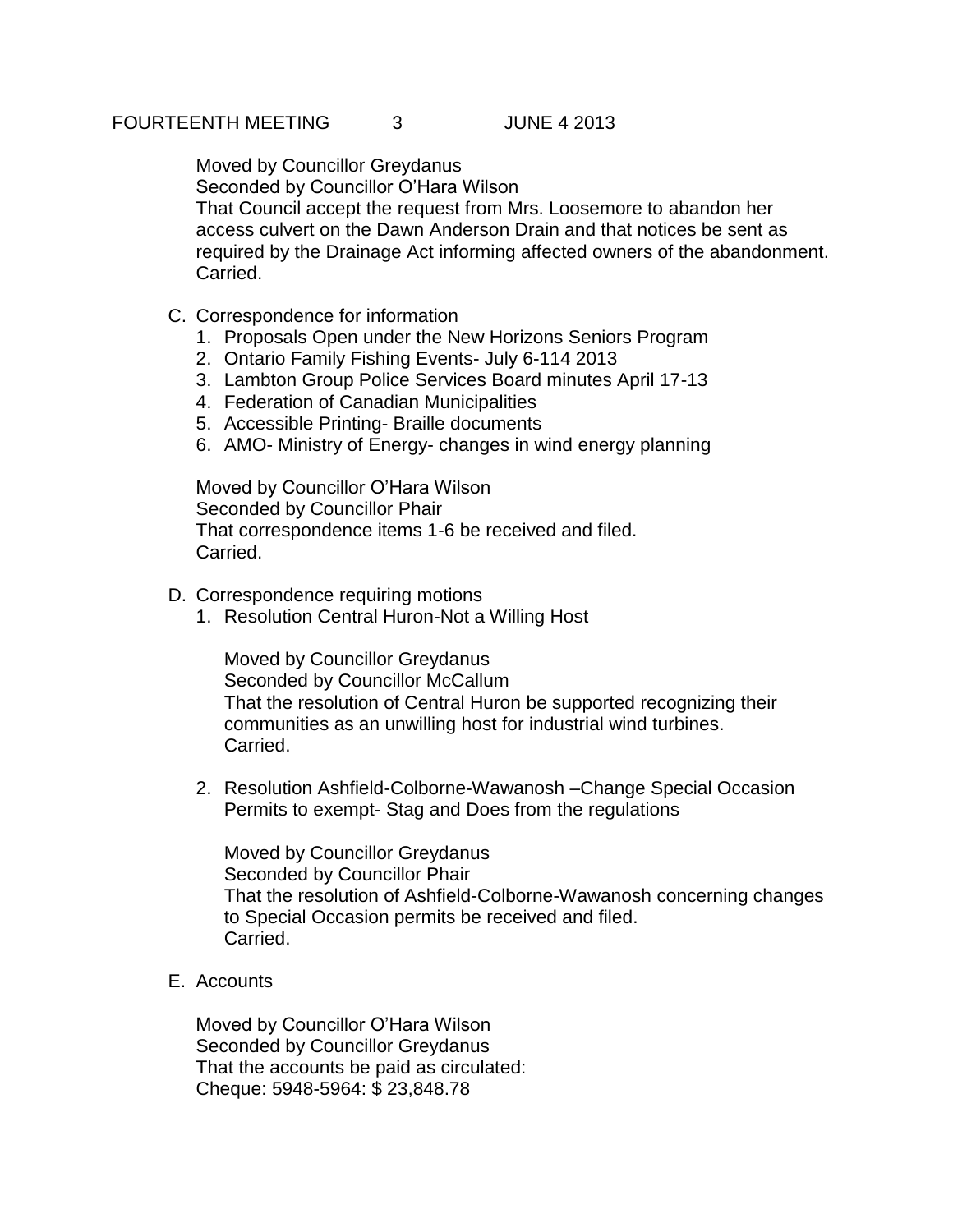Moved by Councillor Greydanus
Seconded by Councillor O'Hara Wilson
That Council accept the request from Mrs. Loosemore to abandon her access culvert on the Dawn Anderson Drain and that notices be sent as required by the Drainage Act informing affected owners of the abandonment.
Carried.

C. Correspondence for information
   1. Proposals Open under the New Horizons Seniors Program
   2. Ontario Family Fishing Events- July 6-114 2013
   3. Lambton Group Police Services Board minutes April 17-13
   4. Federation of Canadian Municipalities
   5. Accessible Printing- Braille documents
   6. AMO- Ministry of Energy- changes in wind energy planning

   Moved by Councillor O'Hara Wilson
   Seconded by Councillor Phair
   That correspondence items 1-6 be received and filed.
   Carried.

D. Correspondence requiring motions
   1. Resolution Central Huron-Not a Willing Host

      Moved by Councillor Greydanus
      Seconded by Councillor McCallum
      That the resolution of Central Huron be supported recognizing their communities as an unwilling host for industrial wind turbines.
      Carried.

   2. Resolution Ashfield-Colborne-Wawanosh –Change Special Occasion Permits to exempt- Stag and Does from the regulations

      Moved by Councillor Greydanus
      Seconded by Councillor Phair
      That the resolution of Ashfield-Colborne-Wawanosh concerning changes to Special Occasion permits be received and filed.
      Carried.

E. Accounts

   Moved by Councillor O'Hara Wilson
   Seconded by Councillor Greydanus
   That the accounts be paid as circulated:
   Cheque: 5948-5964: $ 23,848.78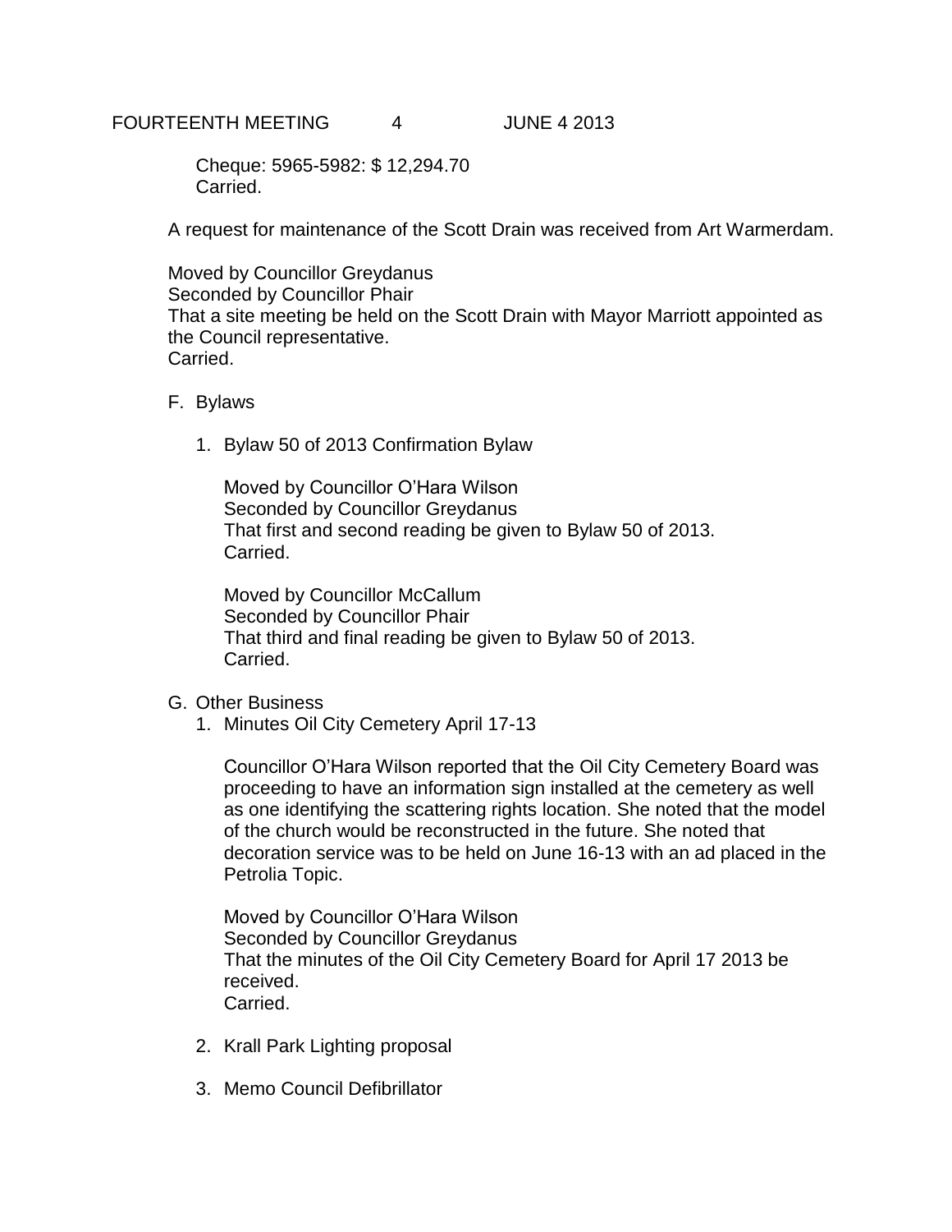Cheque: 5965-5982: $ 12,294.70
Carried.

A request for maintenance of the Scott Drain was received from Art Warmerdam.

Moved by Councillor Greydanus
Seconded by Councillor Phair
That a site meeting be held on the Scott Drain with Mayor Marriott appointed as the Council representative.
Carried.

F. Bylaws

1. Bylaw 50 of 2013 Confirmation Bylaw

   Moved by Councillor O'Hara Wilson
   Seconded by Councillor Greydanus
   That first and second reading be given to Bylaw 50 of 2013.
   Carried.

   Moved by Councillor McCallum
   Seconded by Councillor Phair
   That third and final reading be given to Bylaw 50 of 2013.
   Carried.

G. Other Business

1. Minutes Oil City Cemetery April 17-13

   Councillor O'Hara Wilson reported that the Oil City Cemetery Board was proceeding to have an information sign installed at the cemetery as well as one identifying the scattering rights location. She noted that the model of the church would be reconstructed in the future. She noted that decoration service was to be held on June 16-13 with an ad placed in the Petrolia Topic.

   Moved by Councillor O'Hara Wilson
   Seconded by Councillor Greydanus
   That the minutes of the Oil City Cemetery Board for April 17 2013 be received.
   Carried.

2. Krall Park Lighting proposal

3. Memo Council Defibrillator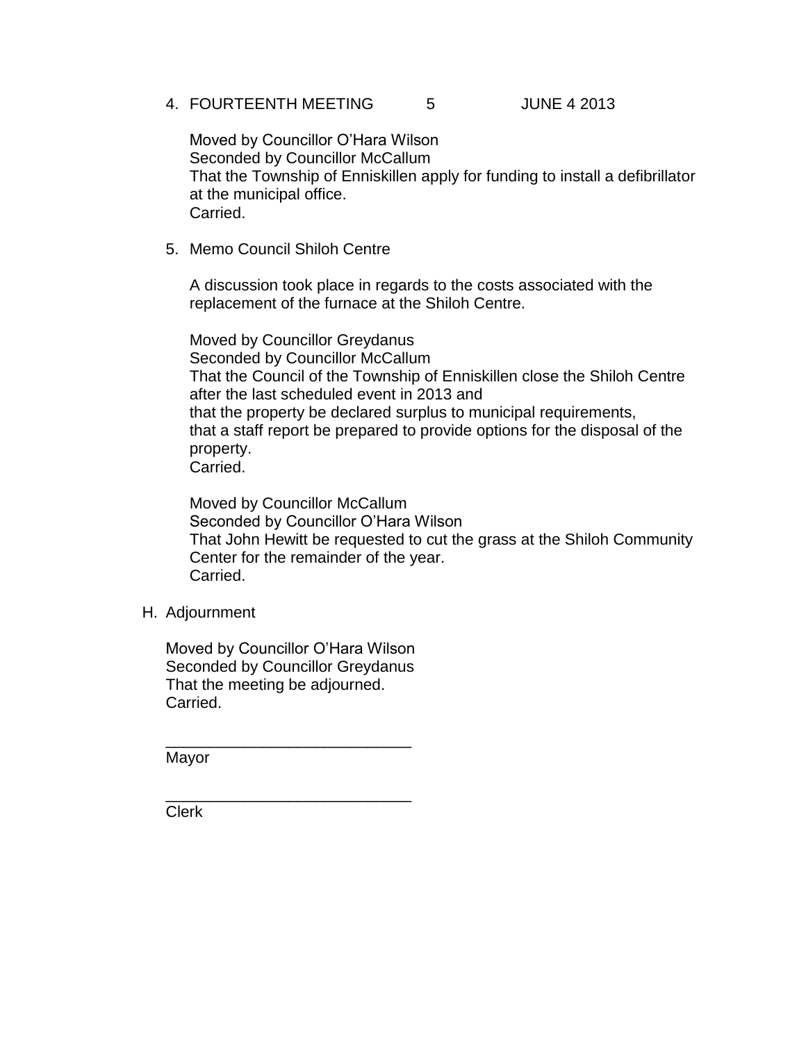Moved by Councillor O'Hara Wilson
Seconded by Councillor McCallum
That the Township of Enniskillen apply for funding to install a defibrillator at the municipal office.
Carried.

5. Memo Council Shiloh Centre

A discussion took place in regards to the costs associated with the replacement of the furnace at the Shiloh Centre.

Moved by Councillor Greydanus
Seconded by Councillor McCallum
That the Council of the Township of Enniskillen close the Shiloh Centre after the last scheduled event in 2013 and
that the property be declared surplus to municipal requirements,
that a staff report be prepared to provide options for the disposal of the property.
Carried.

Moved by Councillor McCallum
Seconded by Councillor O'Hara Wilson
That John Hewitt be requested to cut the grass at the Shiloh Community Center for the remainder of the year.
Carried.

H. Adjournment

Moved by Councillor O'Hara Wilson
Seconded by Councillor Greydanus
That the meeting be adjourned.
Carried.

____________________________
Mayor

____________________________
Clerk